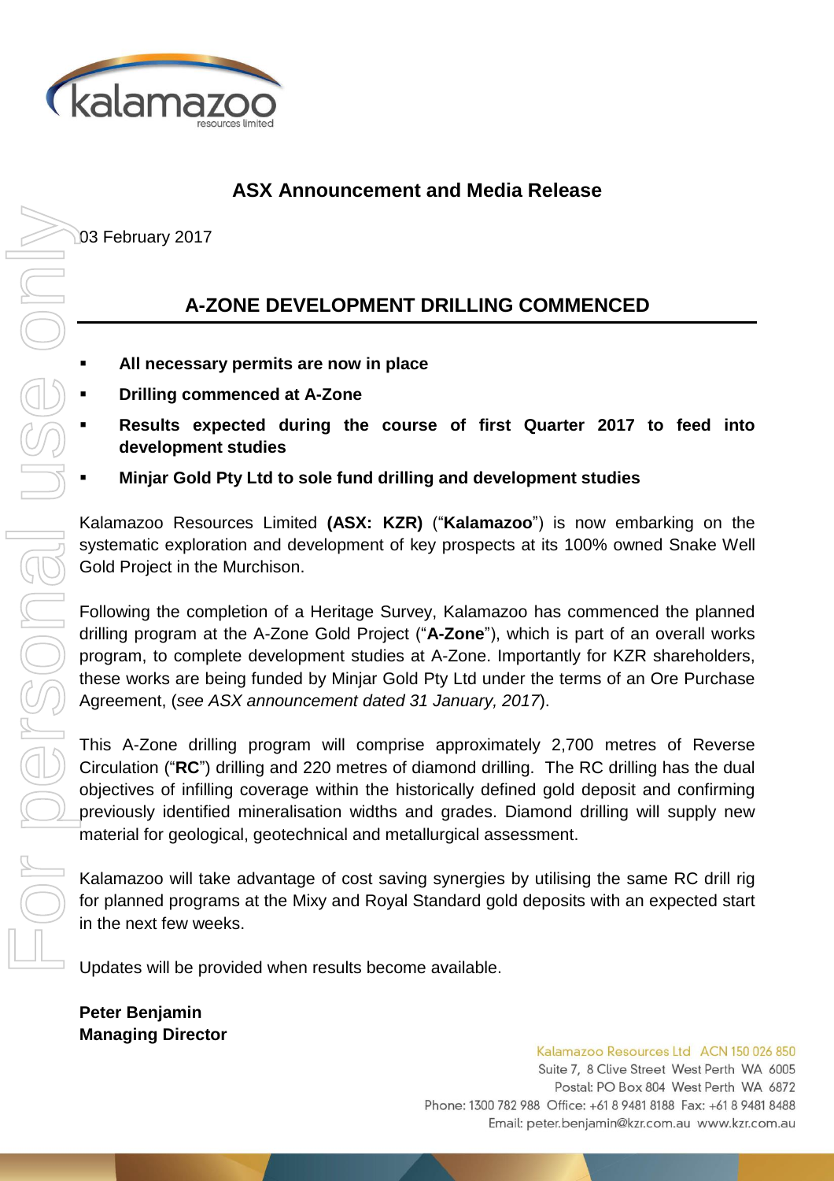# ASX Announcement and Media Release

03 February 2017

## A-ZONE DEVELOPMENT DRILLING COMMENCED

- **All necessary permits are now in place**
- **Drilling commenced at A-Zone**
- **Results expected during the course of first Quarter 2017 to feed into development studies**
- **Minjar Gold Pty Ltd to sole fund drilling and development studies**

Kalamazoo Resources Limited **(ASX: KZR)** ("**Kalamazoo**") is now embarking on the systematic exploration and development of key prospects at its 100% owned Snake Well Gold Project in the Murchison.

Following the completion of a Heritage Survey, Kalamazoo has commenced the planned drilling program at the A-Zone Gold Project ("**A-Zone**"), which is part of an overall works program, to complete development studies at A-Zone. Importantly for KZR shareholders, these works are being funded by Minjar Gold Pty Ltd under the terms of an Ore Purchase Agreement, (*see ASX announcement dated 31 January, 2017*).

This A-Zone drilling program will comprise approximately 2,700 metres of Reverse Circulation ("**RC**") drilling and 220 metres of diamond drilling. The RC drilling has the dual objectives of infilling coverage within the historically defined gold deposit and confirming previously identified mineralisation widths and grades. Diamond drilling will supply new material for geological, geotechnical and metallurgical assessment.

Kalamazoo will take advantage of cost saving synergies by utilising the same RC drill rig for planned programs at the Mixy and Royal Standard gold deposits with an expected start in the next few weeks.

Updates will be provided when results become available.

**Peter Benjamin**
**Managing Director**

Kalamazoo Resources Ltd ACN 150 026 850
Suite 7, 8 Clive Street West Perth WA 6005
Postal: PO Box 804 West Perth WA 6872
Phone: 1300 782 988 Office: +61 8 9481 8188 Fax: +61 8 9481 8488
Email: peter.benjamin@kzr.com.au www.kzr.com.au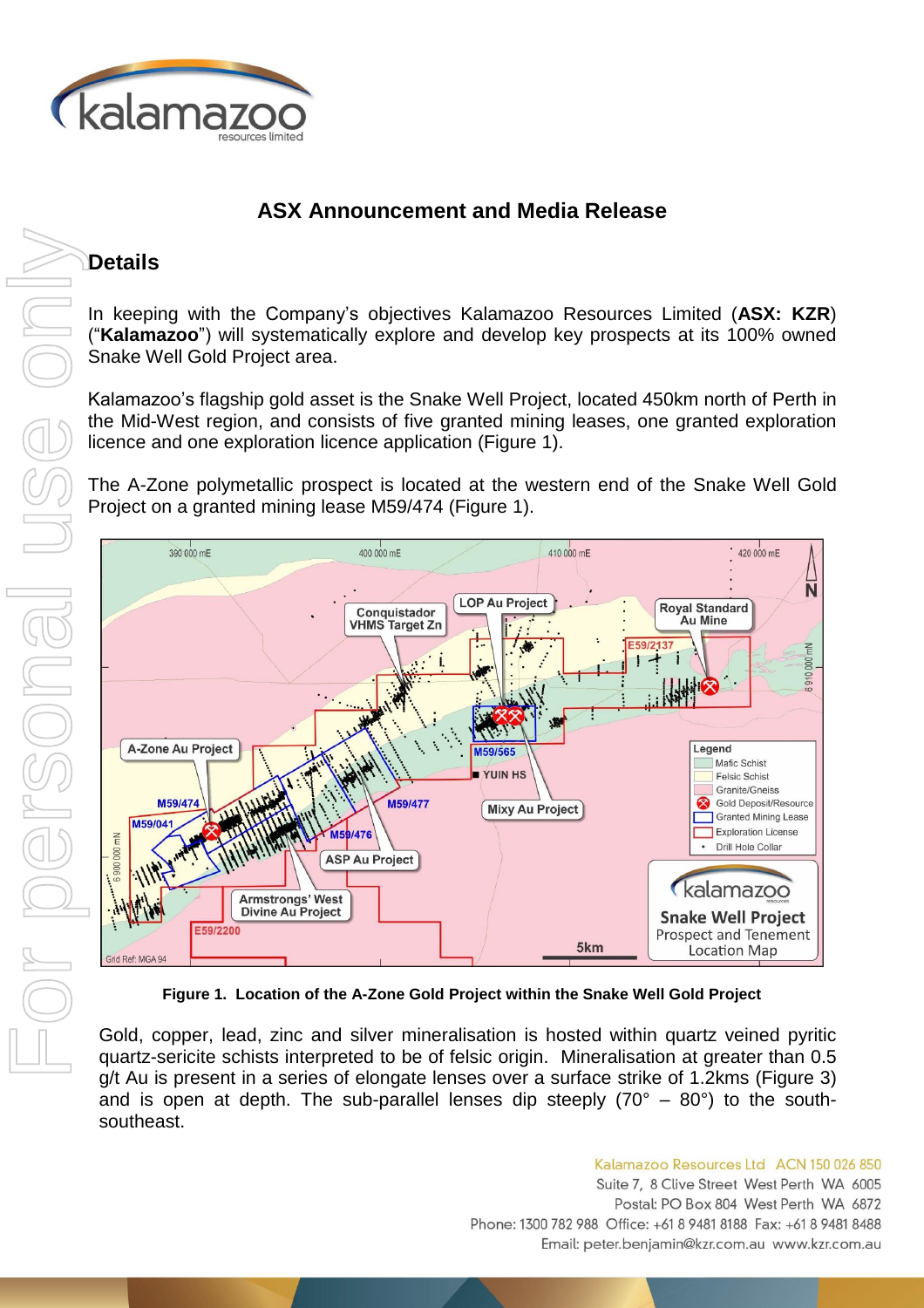## ASX Announcement and Media Release

## Details

In keeping with the Company's objectives Kalamazoo Resources Limited (**ASX: KZR**) ("**Kalamazoo**") will systematically explore and develop key prospects at its 100% owned Snake Well Gold Project area.

Kalamazoo's flagship gold asset is the Snake Well Project, located 450km north of Perth in the Mid-West region, and consists of five granted mining leases, one granted exploration licence and one exploration licence application (Figure 1).

The A-Zone polymetallic prospect is located at the western end of the Snake Well Gold Project on a granted mining lease M59/474 (Figure 1).

390 000 mE
400 000 mE
410 000 mE
420 000 mE
N
Conquistador VHMS Target Zn
LOP Au Project
Royal Standard Au Mine
E59/2137
6 910 000 mN
A-Zone Au Project
M59/565
YUIN HS
M59/474
M59/477
Mixy Au Project
M59/041
M59/476
ASP Au Project
6 900 000 mN
Armstrongs' West Divine Au Project
E59/2200
5km
Grid Ref: MGA 94
Legend
Mafic Schist
Felsic Schist
Granite/Gneiss
Gold Deposit/Resource
Granted Mining Lease
Exploration License
Drill Hole Collar
kalamazoo
Snake Well Project
Prospect and Tenement Location Map

**Figure 1. Location of the A-Zone Gold Project within the Snake Well Gold Project**

Gold, copper, lead, zinc and silver mineralisation is hosted within quartz veined pyritic quartz-sericite schists interpreted to be of felsic origin. Mineralisation at greater than 0.5 g/t Au is present in a series of elongate lenses over a surface strike of 1.2kms (Figure 3) and is open at depth. The sub-parallel lenses dip steeply (70° – 80°) to the south-southeast.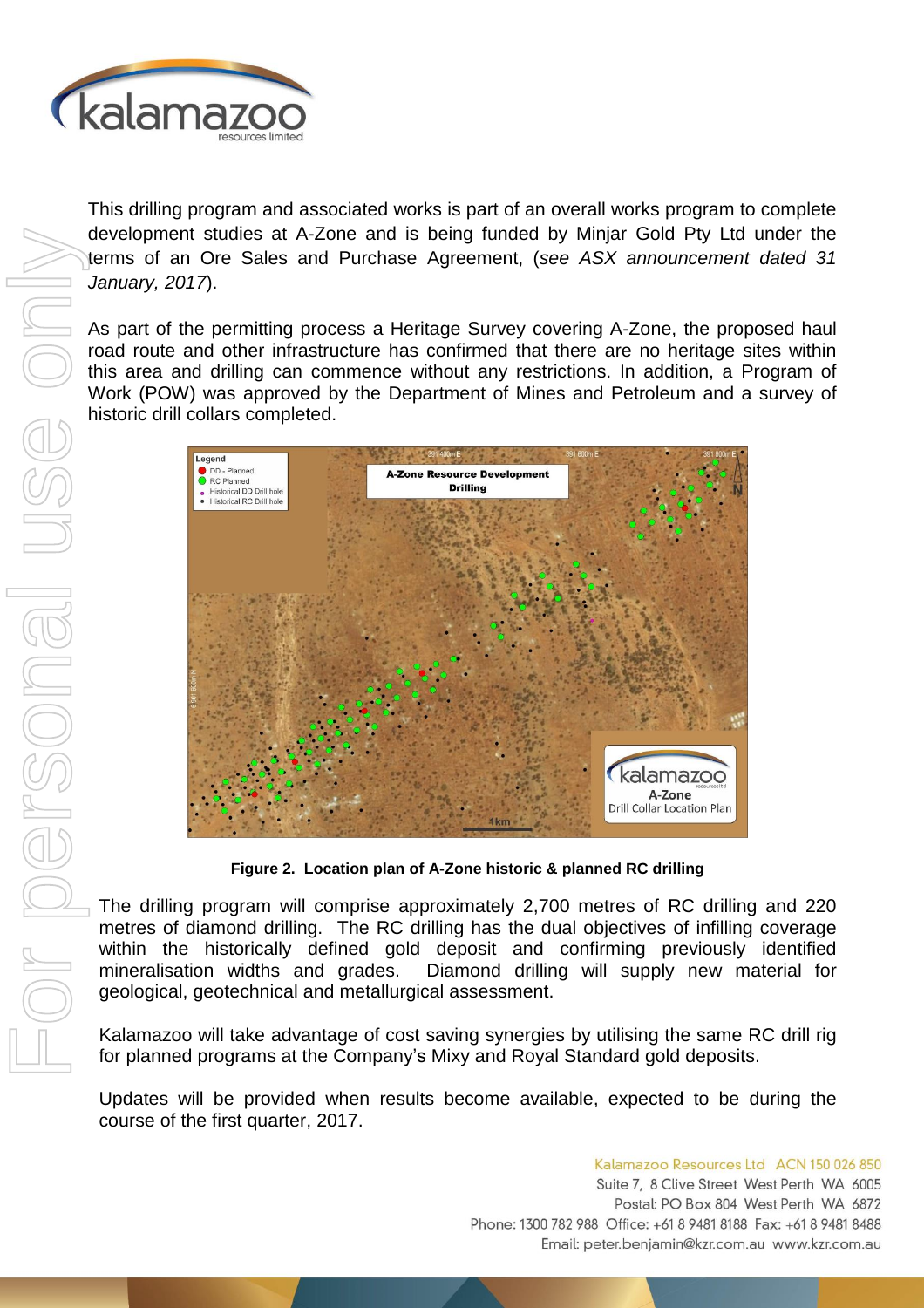This drilling program and associated works is part of an overall works program to complete development studies at A-Zone and is being funded by Minjar Gold Pty Ltd under the terms of an Ore Sales and Purchase Agreement, (*see ASX announcement dated 31 January, 2017*).

As part of the permitting process a Heritage Survey covering A-Zone, the proposed haul road route and other infrastructure has confirmed that there are no heritage sites within this area and drilling can commence without any restrictions. In addition, a Program of Work (POW) was approved by the Department of Mines and Petroleum and a survey of historic drill collars completed.

Legend
DD - Planned
RC Planned
Historical DD Drill hole
Historical RC Drill hole

A-Zone Resource Development Drilling

391 400m E
391 600m E
391 800m E
N
4km

kalamazoo
A-Zone
Drill Collar Location Plan

**Figure 2. Location plan of A-Zone historic & planned RC drilling**

The drilling program will comprise approximately 2,700 metres of RC drilling and 220 metres of diamond drilling. The RC drilling has the dual objectives of infilling coverage within the historically defined gold deposit and confirming previously identified mineralisation widths and grades. Diamond drilling will supply new material for geological, geotechnical and metallurgical assessment.

Kalamazoo will take advantage of cost saving synergies by utilising the same RC drill rig for planned programs at the Company's Mixy and Royal Standard gold deposits.

Updates will be provided when results become available, expected to be during the course of the first quarter, 2017.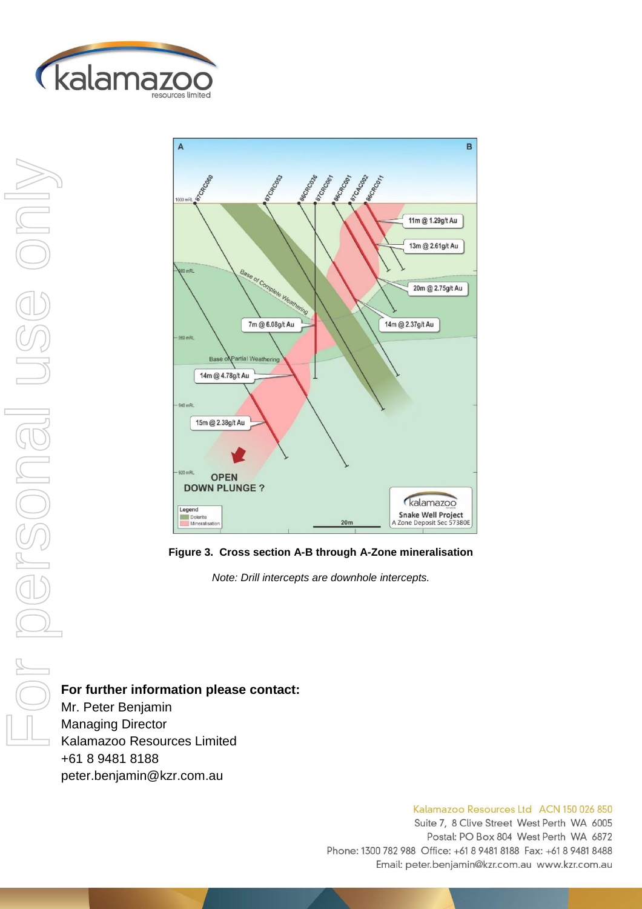A

B

87CRC060

87CRC053

86CRC036

87CRC061

86CRC001

87CAC002

86CRC011

1000 mRL

980 mRL

960 mRL

940 mRL

920 mRL

11m @ 1.29g/t Au

13m @ 2.61g/t Au

20m @ 2.75g/t Au

14m @ 2.37g/t Au

7m @ 6.08g/t Au

14m @ 4.78g/t Au

15m @ 2.38g/t Au

Base of Complete Weathering

Base of Partial Weathering

OPEN
DOWN PLUNGE ?

Legend
Dolerite
Mineralisation

20m

kalamazoo
Snake Well Project
A Zone Deposit Sec 57380E

**Figure 3. Cross section A-B through A-Zone mineralisation**

*Note: Drill intercepts are downhole intercepts.*

**For further information please contact:**

Mr. Peter Benjamin
Managing Director
Kalamazoo Resources Limited
+61 8 9481 8188
peter.benjamin@kzr.com.au

Kalamazoo Resources Ltd ACN 150 026 850
Suite 7, 8 Clive Street West Perth WA 6005
Postal: PO Box 804 West Perth WA 6872
Phone: 1300 782 988 Office: +61 8 9481 8188 Fax: +61 8 9481 8488
Email: peter.benjamin@kzr.com.au www.kzr.com.au